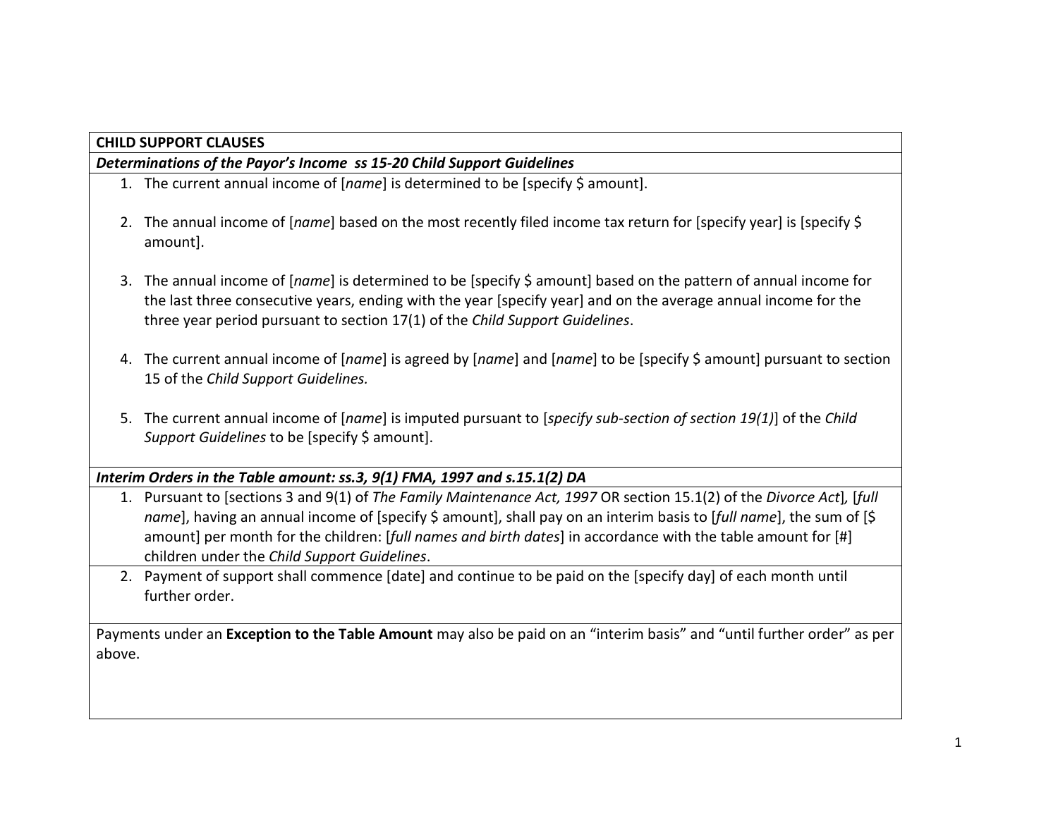**CHILD SUPPORT CLAUSES**

***Determinations of the Payor's Income ss 15-20 Child Support Guidelines***

1. The current annual income of [*name*] is determined to be [specify $ amount].

2. The annual income of [*name*] based on the most recently filed income tax return for [specify year] is [specify $ amount].

3. The annual income of [*name*] is determined to be [specify $ amount] based on the pattern of annual income for the last three consecutive years, ending with the year [specify year] and on the average annual income for the three year period pursuant to section 17(1) of the *Child Support Guidelines*.

4. The current annual income of [*name*] is agreed by [*name*] and [*name*] to be [specify $ amount] pursuant to section 15 of the *Child Support Guidelines.*

5. The current annual income of [*name*] is imputed pursuant to [*specify sub-section of section 19(1)*] of the *Child Support Guidelines* to be [specify $ amount].

***Interim Orders in the Table amount: ss.3, 9(1) FMA, 1997 and s.15.1(2) DA***

1. Pursuant to [sections 3 and 9(1) of *The Family Maintenance Act, 1997* OR section 15.1(2) of the *Divorce Act*], [*full name*], having an annual income of [specify $ amount], shall pay on an interim basis to [*full name*], the sum of [$ amount] per month for the children: [*full names and birth dates*] in accordance with the table amount for [#] children under the *Child Support Guidelines*.

2. Payment of support shall commence [date] and continue to be paid on the [specify day] of each month until further order.

Payments under an **Exception to the Table Amount** may also be paid on an "interim basis" and "until further order" as per above.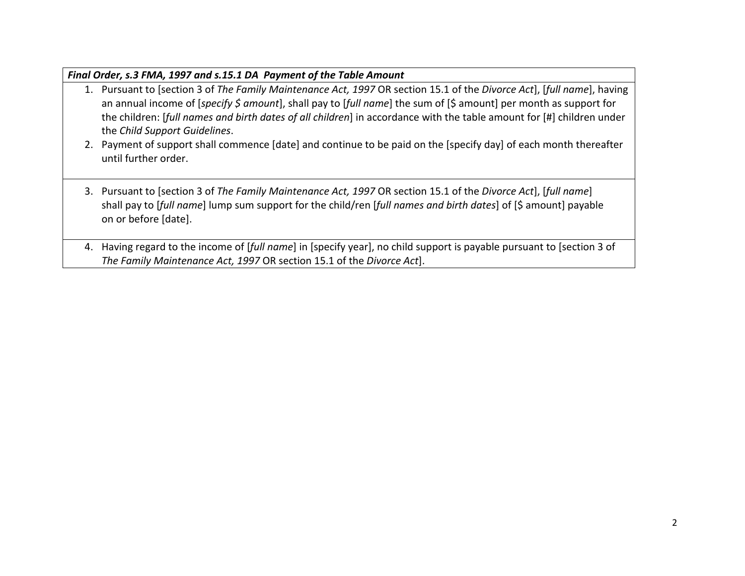***Final Order, s.3 FMA, 1997 and s.15.1 DA  Payment of the Table Amount***

1. Pursuant to [section 3 of *The Family Maintenance Act, 1997* OR section 15.1 of the *Divorce Act*], [*full name*], having an annual income of [*specify $ amount*], shall pay to [*full name*] the sum of [$ amount] per month as support for the children: [*full names and birth dates of all children*] in accordance with the table amount for [#] children under the *Child Support Guidelines*.
2. Payment of support shall commence [date] and continue to be paid on the [specify day] of each month thereafter until further order.

3. Pursuant to [section 3 of *The Family Maintenance Act, 1997* OR section 15.1 of the *Divorce Act*], [*full name*] shall pay to [*full name*] lump sum support for the child/ren [*full names and birth dates*] of [$ amount] payable on or before [date].

4. Having regard to the income of [*full name*] in [specify year], no child support is payable pursuant to [section 3 of *The Family Maintenance Act, 1997* OR section 15.1 of the *Divorce Act*].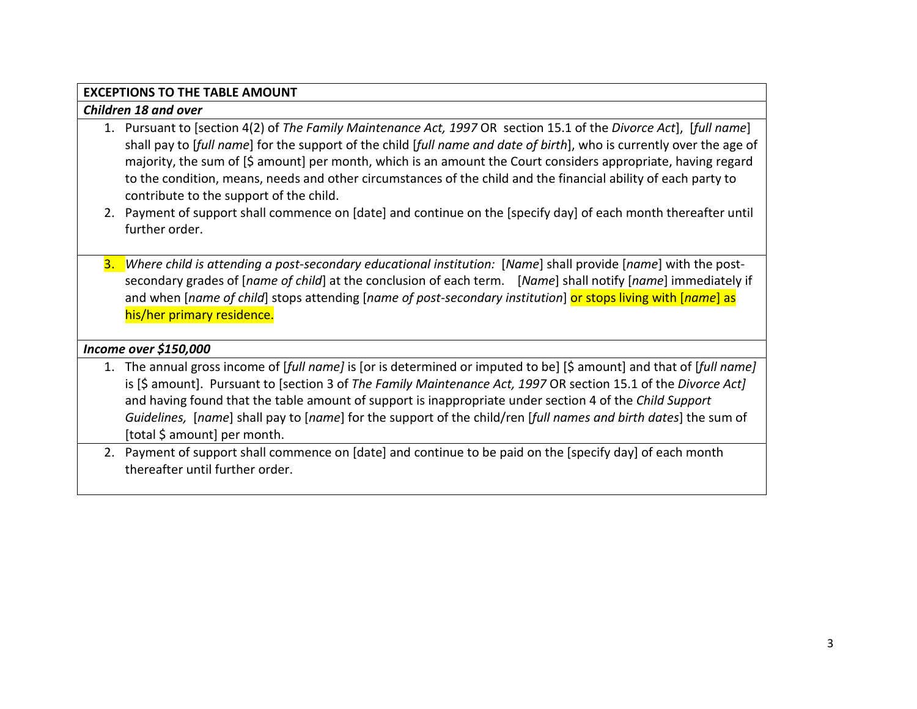**EXCEPTIONS TO THE TABLE AMOUNT**

***Children 18 and over***

1. Pursuant to [section 4(2) of *The Family Maintenance Act, 1997* OR section 15.1 of the *Divorce Act*], [*full name*] shall pay to [*full name*] for the support of the child [*full name and date of birth*], who is currently over the age of majority, the sum of [$ amount] per month, which is an amount the Court considers appropriate, having regard to the condition, means, needs and other circumstances of the child and the financial ability of each party to contribute to the support of the child.
2. Payment of support shall commence on [date] and continue on the [specify day] of each month thereafter until further order.
3. *Where child is attending a post-secondary educational institution:* [*Name*] shall provide [*name*] with the post-secondary grades of [*name of child*] at the conclusion of each term. [*Name*] shall notify [*name*] immediately if and when [*name of child*] stops attending [*name of post-secondary institution*] or stops living with [*name*] as his/her primary residence.

***Income over $150,000***

1. The annual gross income of [*full name]* is [or is determined or imputed to be] [$ amount] and that of [*full name]* is [$ amount]. Pursuant to [section 3 of *The Family Maintenance Act, 1997* OR section 15.1 of the *Divorce Act]* and having found that the table amount of support is inappropriate under section 4 of the *Child Support Guidelines,* [*name*] shall pay to [*name*] for the support of the child/ren [*full names and birth dates*] the sum of [total $ amount] per month.
2. Payment of support shall commence on [date] and continue to be paid on the [specify day] of each month thereafter until further order.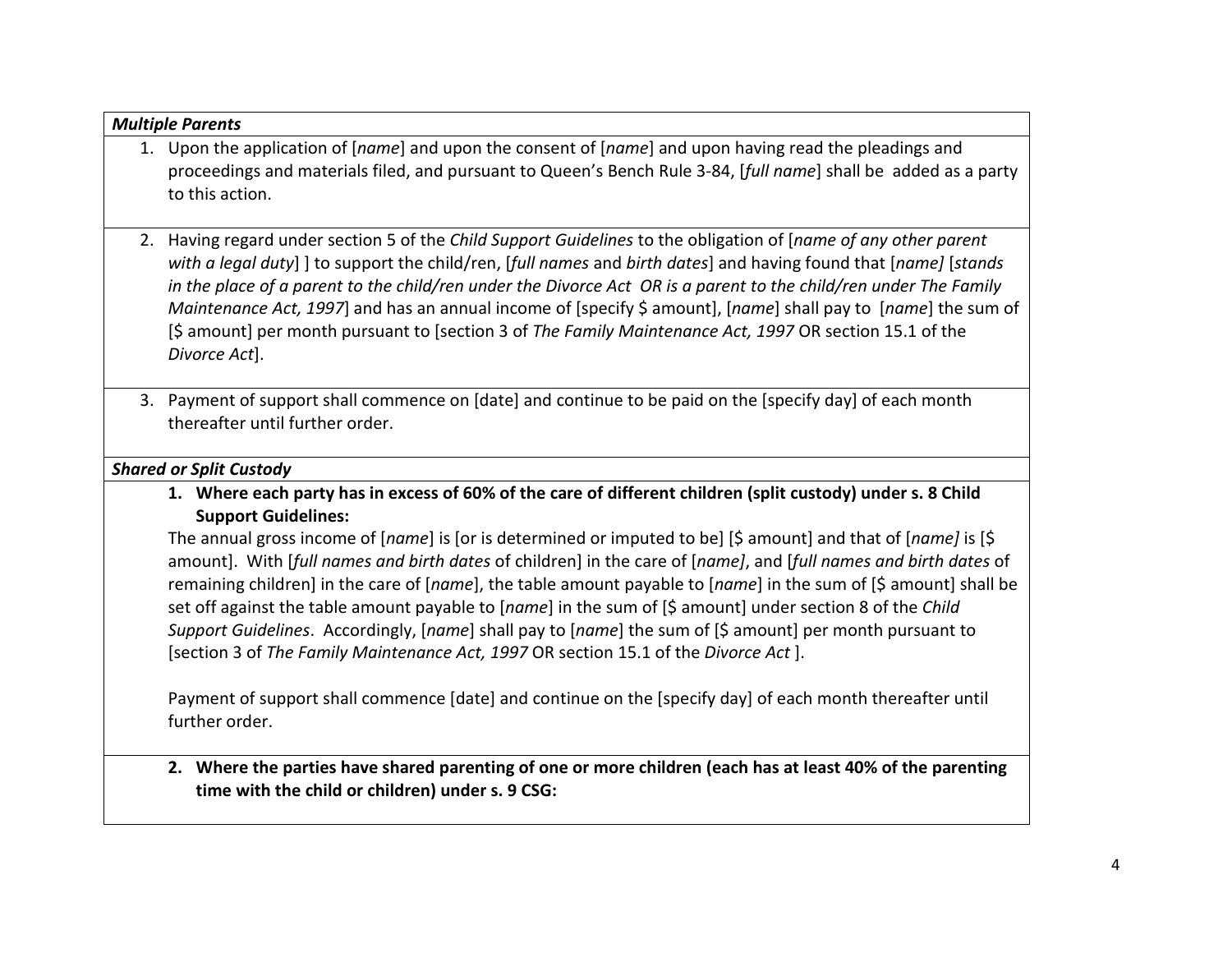***Multiple Parents***

1. Upon the application of [*name*] and upon the consent of [*name*] and upon having read the pleadings and proceedings and materials filed, and pursuant to Queen's Bench Rule 3-84, [*full name*] shall be added as a party to this action.

2. Having regard under section 5 of the *Child Support Guidelines* to the obligation of [*name of any other parent with a legal duty*] ] to support the child/ren, [*full names* and *birth dates*] and having found that [*name]* [*stands in the place of a parent to the child/ren under the Divorce Act OR is a parent to the child/ren under The Family Maintenance Act, 1997*] and has an annual income of [specify $ amount], [*name*] shall pay to [*name*] the sum of [$ amount] per month pursuant to [section 3 of *The Family Maintenance Act, 1997* OR section 15.1 of the *Divorce Act*].

3. Payment of support shall commence on [date] and continue to be paid on the [specify day] of each month thereafter until further order.

***Shared or Split Custody***

1. **Where each party has in excess of 60% of the care of different children (split custody) under s. 8 Child Support Guidelines:**

   The annual gross income of [*name*] is [or is determined or imputed to be] [$ amount] and that of [*name]* is [$ amount]. With [*full names and birth dates* of children] in the care of [*name]*, and [*full names and birth dates* of remaining children] in the care of [*name*], the table amount payable to [*name*] in the sum of [$ amount] shall be set off against the table amount payable to [*name*] in the sum of [$ amount] under section 8 of the *Child Support Guidelines*. Accordingly, [*name*] shall pay to [*name*] the sum of [$ amount] per month pursuant to [section 3 of *The Family Maintenance Act, 1997* OR section 15.1 of the *Divorce Act* ].

   Payment of support shall commence [date] and continue on the [specify day] of each month thereafter until further order.

2. **Where the parties have shared parenting of one or more children (each has at least 40% of the parenting time with the child or children) under s. 9 CSG:**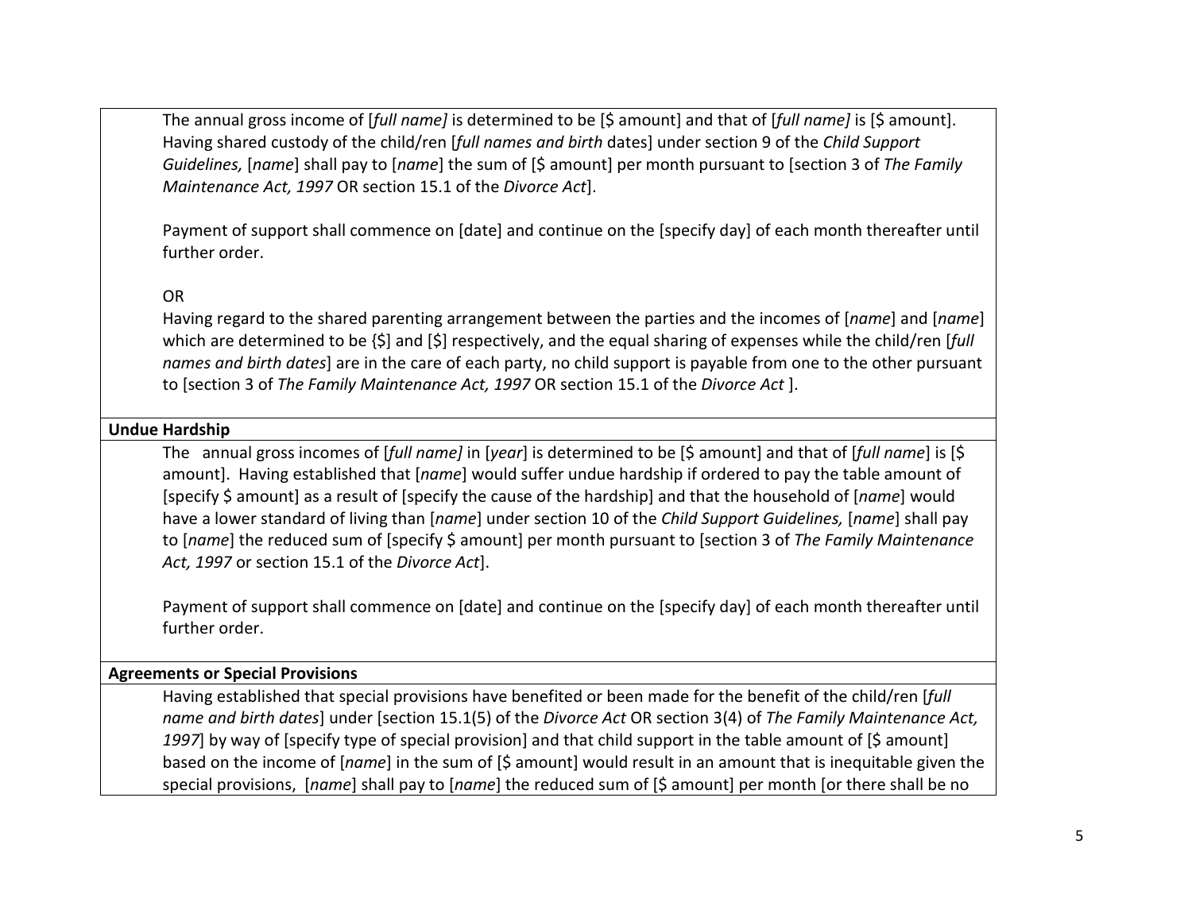The annual gross income of [*full name]* is determined to be [$ amount] and that of [*full name]* is [$ amount]. Having shared custody of the child/ren [*full names and birth* dates] under section 9 of the *Child Support Guidelines,* [*name*] shall pay to [*name*] the sum of [$ amount] per month pursuant to [section 3 of *The Family Maintenance Act, 1997* OR section 15.1 of the *Divorce Act*].

Payment of support shall commence on [date] and continue on the [specify day] of each month thereafter until further order.

OR

Having regard to the shared parenting arrangement between the parties and the incomes of [*name*] and [*name*] which are determined to be {$] and [$] respectively, and the equal sharing of expenses while the child/ren [*full names and birth dates*] are in the care of each party, no child support is payable from one to the other pursuant to [section 3 of *The Family Maintenance Act, 1997* OR section 15.1 of the *Divorce Act* ].

**Undue Hardship**

The annual gross incomes of [*full name]* in [*year*] is determined to be [$ amount] and that of [*full name*] is [$ amount]. Having established that [*name*] would suffer undue hardship if ordered to pay the table amount of [specify $ amount] as a result of [specify the cause of the hardship] and that the household of [*name*] would have a lower standard of living than [*name*] under section 10 of the *Child Support Guidelines,* [*name*] shall pay to [*name*] the reduced sum of [specify $ amount] per month pursuant to [section 3 of *The Family Maintenance Act, 1997* or section 15.1 of the *Divorce Act*].

Payment of support shall commence on [date] and continue on the [specify day] of each month thereafter until further order.

**Agreements or Special Provisions**

Having established that special provisions have benefited or been made for the benefit of the child/ren [*full name and birth dates*] under [section 15.1(5) of the *Divorce Act* OR section 3(4) of *The Family Maintenance Act, 1997*] by way of [specify type of special provision] and that child support in the table amount of [$ amount] based on the income of [*name*] in the sum of [$ amount] would result in an amount that is inequitable given the special provisions, [*name*] shall pay to [*name*] the reduced sum of [$ amount] per month [or there shall be no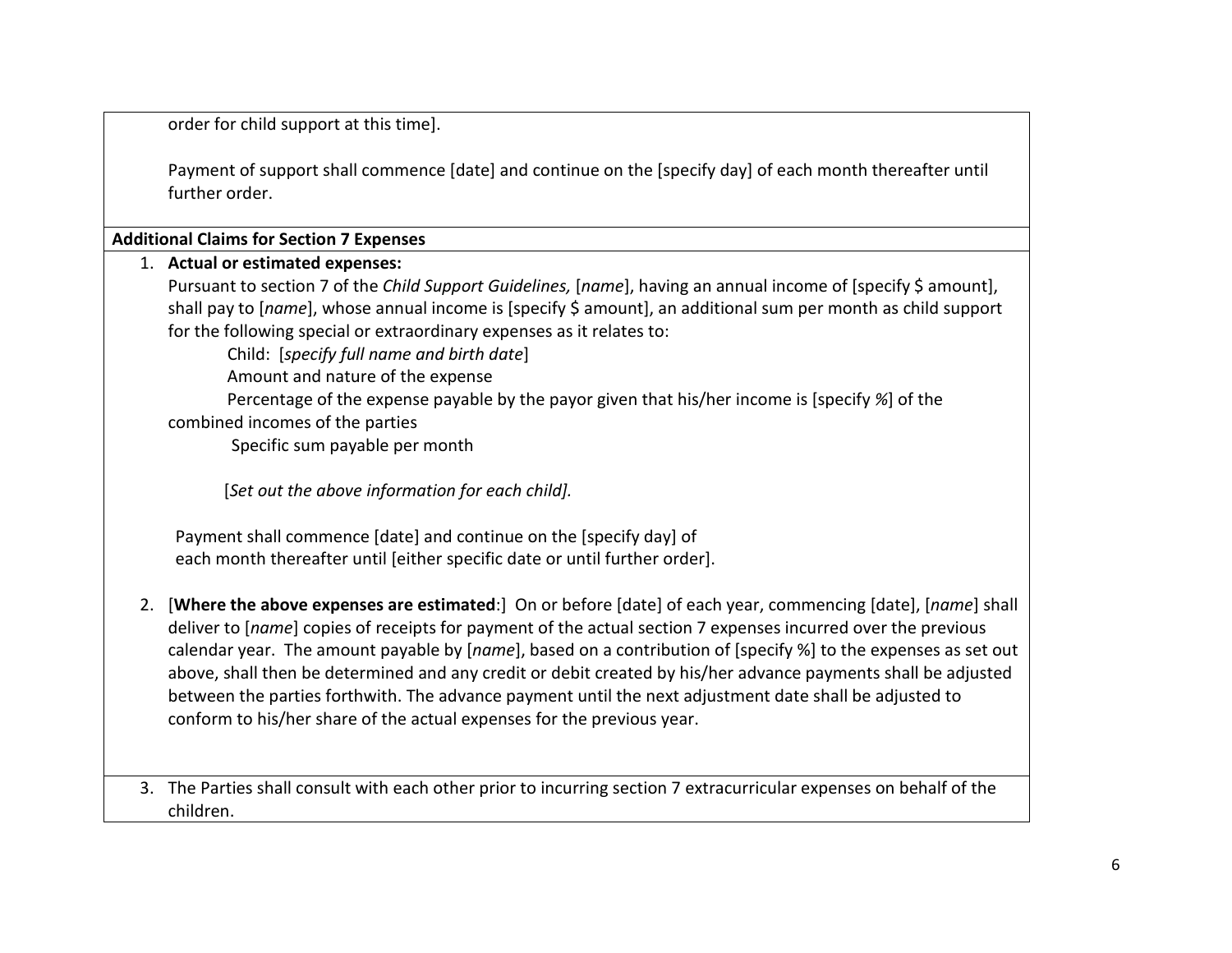order for child support at this time].

Payment of support shall commence [date] and continue on the [specify day] of each month thereafter until further order.

**Additional Claims for Section 7 Expenses**

1. **Actual or estimated expenses:**
   Pursuant to section 7 of the *Child Support Guidelines,* [*name*], having an annual income of [specify $ amount], shall pay to [*name*], whose annual income is [specify $ amount], an additional sum per month as child support for the following special or extraordinary expenses as it relates to:

   Child: [*specify full name and birth date*]
   Amount and nature of the expense
   Percentage of the expense payable by the payor given that his/her income is [specify *%*] of the combined incomes of the parties
   Specific sum payable per month

   [*Set out the above information for each child].*

   Payment shall commence [date] and continue on the [specify day] of each month thereafter until [either specific date or until further order].

2. [**Where the above expenses are estimated**:] On or before [date] of each year, commencing [date], [*name*] shall deliver to [*name*] copies of receipts for payment of the actual section 7 expenses incurred over the previous calendar year. The amount payable by [*name*], based on a contribution of [specify %] to the expenses as set out above, shall then be determined and any credit or debit created by his/her advance payments shall be adjusted between the parties forthwith. The advance payment until the next adjustment date shall be adjusted to conform to his/her share of the actual expenses for the previous year.

3. The Parties shall consult with each other prior to incurring section 7 extracurricular expenses on behalf of the children.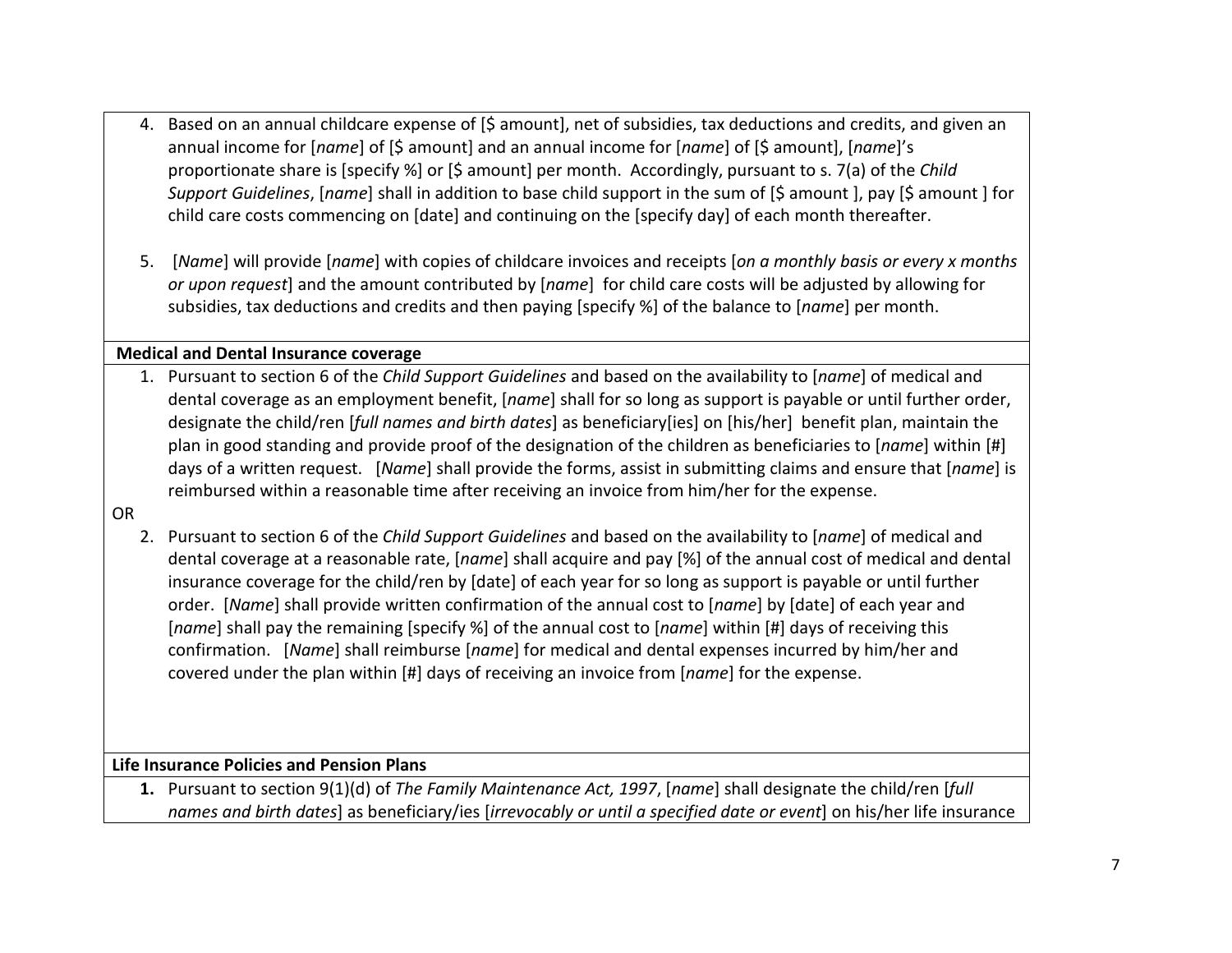4. Based on an annual childcare expense of [$ amount], net of subsidies, tax deductions and credits, and given an annual income for [*name*] of [$ amount] and an annual income for [*name*] of [$ amount], [*name*]'s proportionate share is [specify %] or [$ amount] per month. Accordingly, pursuant to s. 7(a) of the *Child Support Guidelines*, [*name*] shall in addition to base child support in the sum of [$ amount ], pay [$ amount ] for child care costs commencing on [date] and continuing on the [specify day] of each month thereafter.

5. [*Name*] will provide [*name*] with copies of childcare invoices and receipts [*on a monthly basis or every x months or upon request*] and the amount contributed by [*name*] for child care costs will be adjusted by allowing for subsidies, tax deductions and credits and then paying [specify %] of the balance to [*name*] per month.

**Medical and Dental Insurance coverage**

1. Pursuant to section 6 of the *Child Support Guidelines* and based on the availability to [*name*] of medical and dental coverage as an employment benefit, [*name*] shall for so long as support is payable or until further order, designate the child/ren [*full names and birth dates*] as beneficiary[ies] on [his/her] benefit plan, maintain the plan in good standing and provide proof of the designation of the children as beneficiaries to [*name*] within [#] days of a written request. [*Name*] shall provide the forms, assist in submitting claims and ensure that [*name*] is reimbursed within a reasonable time after receiving an invoice from him/her for the expense.

OR

2. Pursuant to section 6 of the *Child Support Guidelines* and based on the availability to [*name*] of medical and dental coverage at a reasonable rate, [*name*] shall acquire and pay [%] of the annual cost of medical and dental insurance coverage for the child/ren by [date] of each year for so long as support is payable or until further order. [*Name*] shall provide written confirmation of the annual cost to [*name*] by [date] of each year and [*name*] shall pay the remaining [specify %] of the annual cost to [*name*] within [#] days of receiving this confirmation. [*Name*] shall reimburse [*name*] for medical and dental expenses incurred by him/her and covered under the plan within [#] days of receiving an invoice from [*name*] for the expense.

**Life Insurance Policies and Pension Plans**

1. Pursuant to section 9(1)(d) of *The Family Maintenance Act, 1997*, [*name*] shall designate the child/ren [*full names and birth dates*] as beneficiary/ies [*irrevocably or until a specified date or event*] on his/her life insurance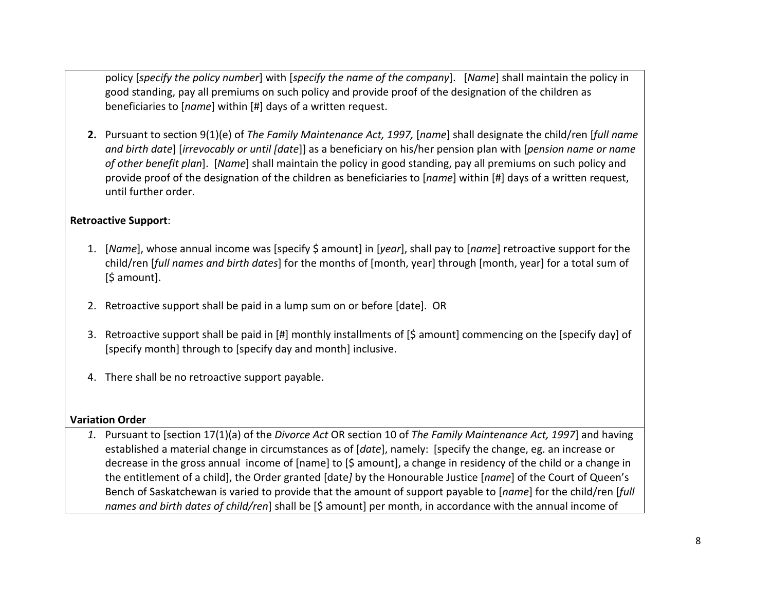policy [*specify the policy number*] with [*specify the name of the company*]. [*Name*] shall maintain the policy in good standing, pay all premiums on such policy and provide proof of the designation of the children as beneficiaries to [*name*] within [#] days of a written request.

**2.** Pursuant to section 9(1)(e) of *The Family Maintenance Act, 1997,* [*name*] shall designate the child/ren [*full name and birth date*] [*irrevocably or until [date*]] as a beneficiary on his/her pension plan with [*pension name or name of other benefit plan*]. [*Name*] shall maintain the policy in good standing, pay all premiums on such policy and provide proof of the designation of the children as beneficiaries to [*name*] within [#] days of a written request, until further order.

**Retroactive Support**:

1. [*Name*], whose annual income was [specify $ amount] in [*year*], shall pay to [*name*] retroactive support for the child/ren [*full names and birth dates*] for the months of [month, year] through [month, year] for a total sum of [$ amount].
2. Retroactive support shall be paid in a lump sum on or before [date]. OR
3. Retroactive support shall be paid in [#] monthly installments of [$ amount] commencing on the [specify day] of [specify month] through to [specify day and month] inclusive.
4. There shall be no retroactive support payable.

**Variation Order**

*1.* Pursuant to [section 17(1)(a) of the *Divorce Act* OR section 10 of *The Family Maintenance Act, 1997*] and having established a material change in circumstances as of [*date*], namely: [specify the change, eg. an increase or decrease in the gross annual income of [name] to [$ amount], a change in residency of the child or a change in the entitlement of a child], the Order granted [date*]* by the Honourable Justice [*name*] of the Court of Queen's Bench of Saskatchewan is varied to provide that the amount of support payable to [*name*] for the child/ren [*full names and birth dates of child/ren*] shall be [$ amount] per month, in accordance with the annual income of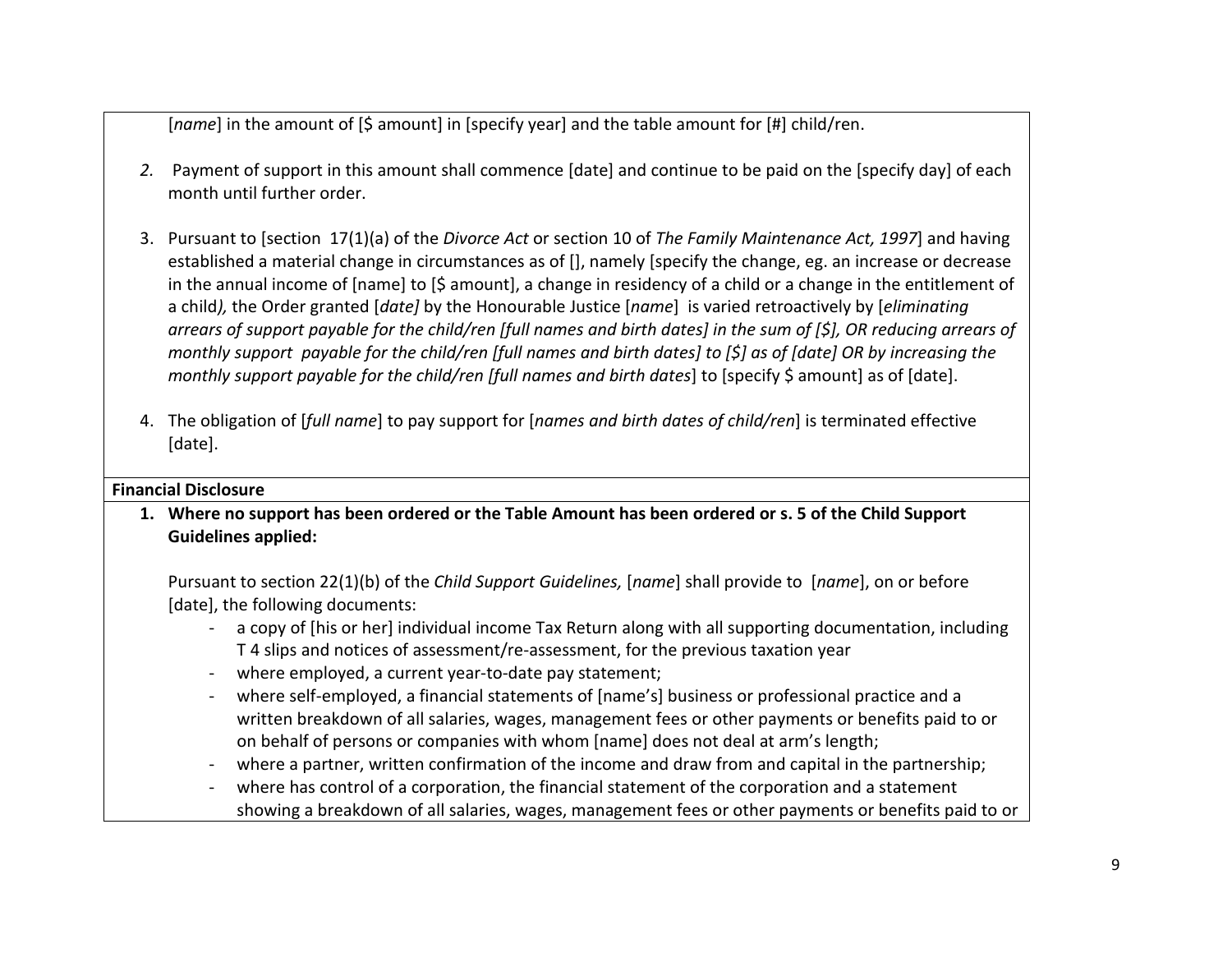[*name*] in the amount of [$ amount] in [specify year] and the table amount for [#] child/ren.

*2.* Payment of support in this amount shall commence [date] and continue to be paid on the [specify day] of each month until further order.

3. Pursuant to [section 17(1)(a) of the *Divorce Act* or section 10 of *The Family Maintenance Act, 1997*] and having established a material change in circumstances as of [], namely [specify the change, eg. an increase or decrease in the annual income of [name] to [$ amount], a change in residency of a child or a change in the entitlement of a child*),* the Order granted [*date]* by the Honourable Justice [*name*] is varied retroactively by [*eliminating arrears of support payable for the child/ren [full names and birth dates] in the sum of [$], OR reducing arrears of monthly support payable for the child/ren [full names and birth dates] to [$] as of [date] OR by increasing the monthly support payable for the child/ren [full names and birth dates*] to [specify $ amount] as of [date].

4. The obligation of [*full name*] to pay support for [*names and birth dates of child/ren*] is terminated effective [date].

**Financial Disclosure**

**1. Where no support has been ordered or the Table Amount has been ordered or s. 5 of the Child Support Guidelines applied:**

Pursuant to section 22(1)(b) of the *Child Support Guidelines,* [*name*] shall provide to [*name*], on or before [date], the following documents:

- a copy of [his or her] individual income Tax Return along with all supporting documentation, including T 4 slips and notices of assessment/re-assessment, for the previous taxation year
- where employed, a current year-to-date pay statement;
- where self-employed, a financial statements of [name's] business or professional practice and a written breakdown of all salaries, wages, management fees or other payments or benefits paid to or on behalf of persons or companies with whom [name] does not deal at arm's length;
- where a partner, written confirmation of the income and draw from and capital in the partnership;
- where has control of a corporation, the financial statement of the corporation and a statement showing a breakdown of all salaries, wages, management fees or other payments or benefits paid to or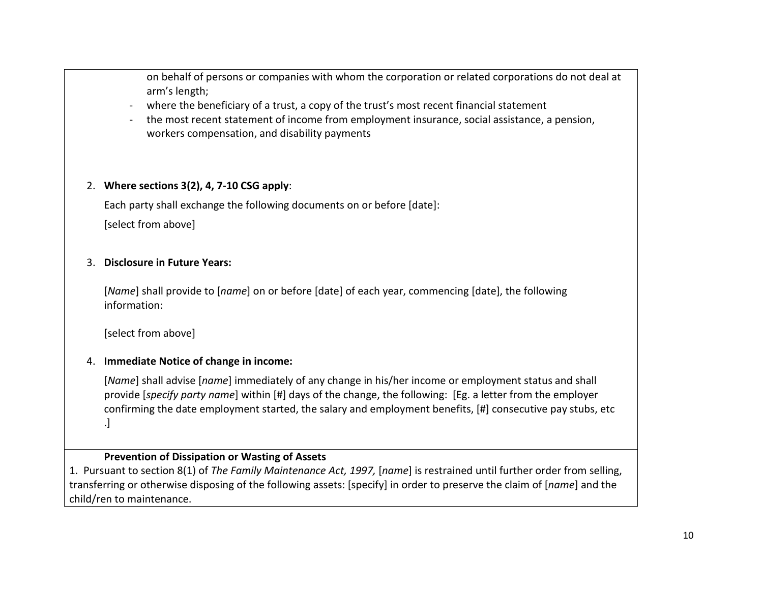on behalf of persons or companies with whom the corporation or related corporations do not deal at arm's length;
- where the beneficiary of a trust, a copy of the trust's most recent financial statement
- the most recent statement of income from employment insurance, social assistance, a pension, workers compensation, and disability payments

2. **Where sections 3(2), 4, 7-10 CSG apply**:

   Each party shall exchange the following documents on or before [date]:

   [select from above]

3. **Disclosure in Future Years:**

   [*Name*] shall provide to [*name*] on or before [date] of each year, commencing [date], the following information:

   [select from above]

4. **Immediate Notice of change in income:**

   [*Name*] shall advise [*name*] immediately of any change in his/her income or employment status and shall provide [*specify party name*] within [#] days of the change, the following: [Eg. a letter from the employer confirming the date employment started, the salary and employment benefits, [#] consecutive pay stubs, etc .]

**Prevention of Dissipation or Wasting of Assets**

1. Pursuant to section 8(1) of *The Family Maintenance Act, 1997,* [*name*] is restrained until further order from selling, transferring or otherwise disposing of the following assets: [specify] in order to preserve the claim of [*name*] and the child/ren to maintenance.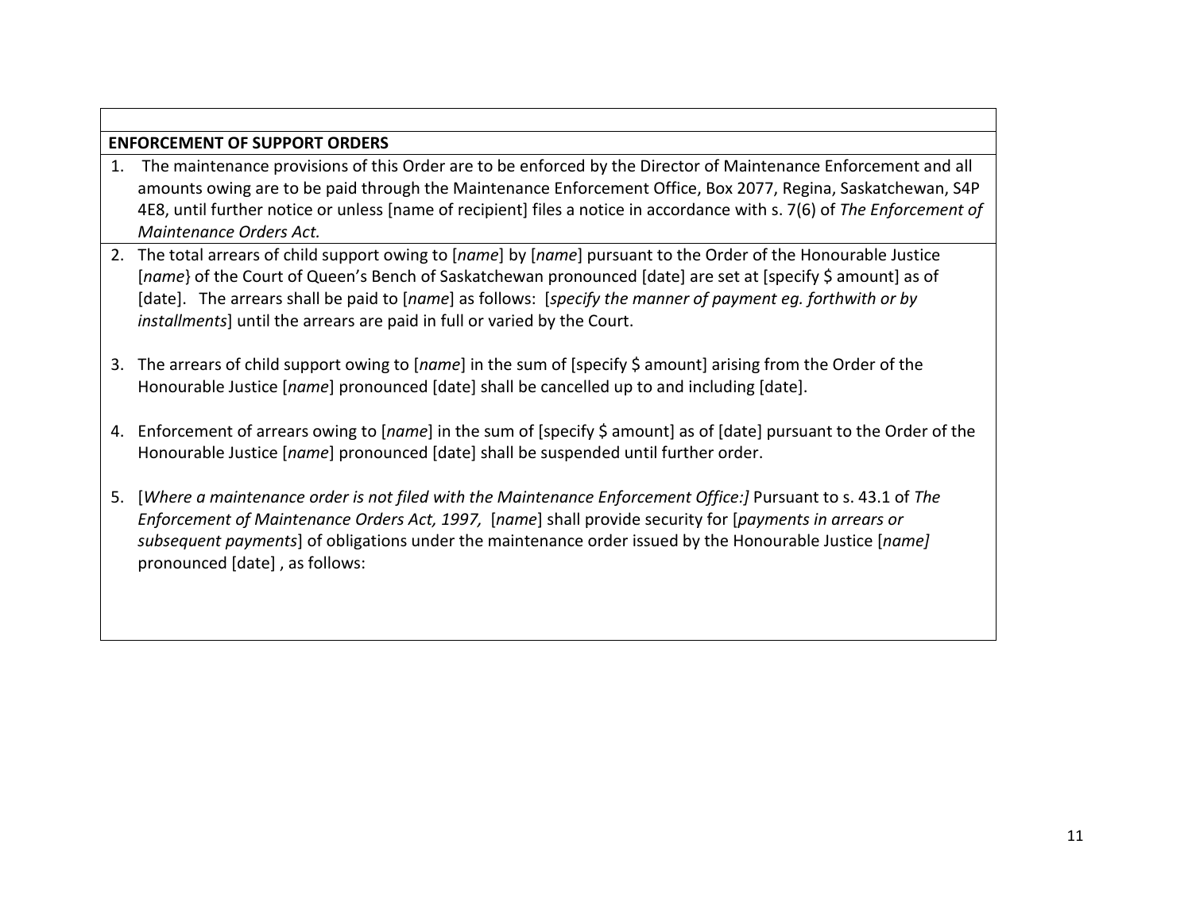**ENFORCEMENT OF SUPPORT ORDERS**

1. The maintenance provisions of this Order are to be enforced by the Director of Maintenance Enforcement and all amounts owing are to be paid through the Maintenance Enforcement Office, Box 2077, Regina, Saskatchewan, S4P 4E8, until further notice or unless [name of recipient] files a notice in accordance with s. 7(6) of *The Enforcement of Maintenance Orders Act.*

2. The total arrears of child support owing to [*name*] by [*name*] pursuant to the Order of the Honourable Justice [*name*} of the Court of Queen's Bench of Saskatchewan pronounced [date] are set at [specify $ amount] as of [date]. The arrears shall be paid to [*name*] as follows: [*specify the manner of payment eg. forthwith or by installments*] until the arrears are paid in full or varied by the Court.

3. The arrears of child support owing to [*name*] in the sum of [specify $ amount] arising from the Order of the Honourable Justice [*name*] pronounced [date] shall be cancelled up to and including [date].

4. Enforcement of arrears owing to [*name*] in the sum of [specify $ amount] as of [date] pursuant to the Order of the Honourable Justice [*name*] pronounced [date] shall be suspended until further order.

5. [*Where a maintenance order is not filed with the Maintenance Enforcement Office:]* Pursuant to s. 43.1 of *The Enforcement of Maintenance Orders Act, 1997,* [*name*] shall provide security for [*payments in arrears or subsequent payments*] of obligations under the maintenance order issued by the Honourable Justice [*name]* pronounced [date] , as follows: